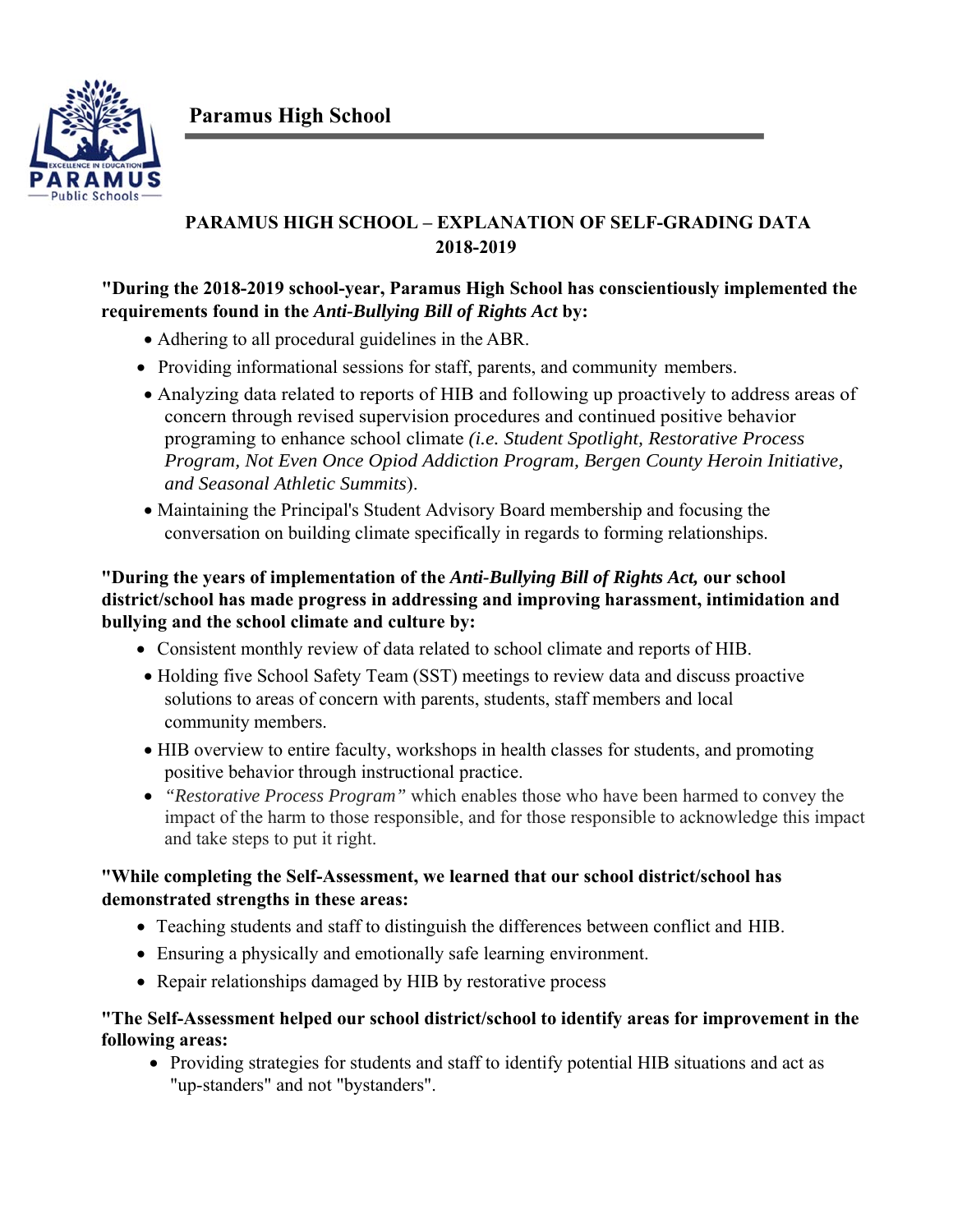## Paramus High School

### PARAMUS HIGH SCHOOL – EXPLANATION OF SELF-GRADING DATA 2018-2019

**"During the 2018-2019 school-year, Paramus High School has conscientiously implemented the requirements found in the *Anti-Bullying Bill of Rights Act* by:**

- Adhering to all procedural guidelines in the ABR.
- Providing informational sessions for staff, parents, and community members.
- Analyzing data related to reports of HIB and following up proactively to address areas of concern through revised supervision procedures and continued positive behavior programing to enhance school climate *(i.e. Student Spotlight, Restorative Process Program, Not Even Once Opiod Addiction Program, Bergen County Heroin Initiative, and Seasonal Athletic Summits*).
- Maintaining the Principal's Student Advisory Board membership and focusing the conversation on building climate specifically in regards to forming relationships.

**"During the years of implementation of the *Anti-Bullying Bill of Rights Act,* our school district/school has made progress in addressing and improving harassment, intimidation and bullying and the school climate and culture by:**

- Consistent monthly review of data related to school climate and reports of HIB.
- Holding five School Safety Team (SST) meetings to review data and discuss proactive solutions to areas of concern with parents, students, staff members and local community members.
- HIB overview to entire faculty, workshops in health classes for students, and promoting positive behavior through instructional practice.
- *"Restorative Process Program"* which enables those who have been harmed to convey the impact of the harm to those responsible, and for those responsible to acknowledge this impact and take steps to put it right.

**"While completing the Self-Assessment, we learned that our school district/school has demonstrated strengths in these areas:**

- Teaching students and staff to distinguish the differences between conflict and HIB.
- Ensuring a physically and emotionally safe learning environment.
- Repair relationships damaged by HIB by restorative process

**"The Self-Assessment helped our school district/school to identify areas for improvement in the following areas:**

- Providing strategies for students and staff to identify potential HIB situations and act as "up-standers" and not "bystanders".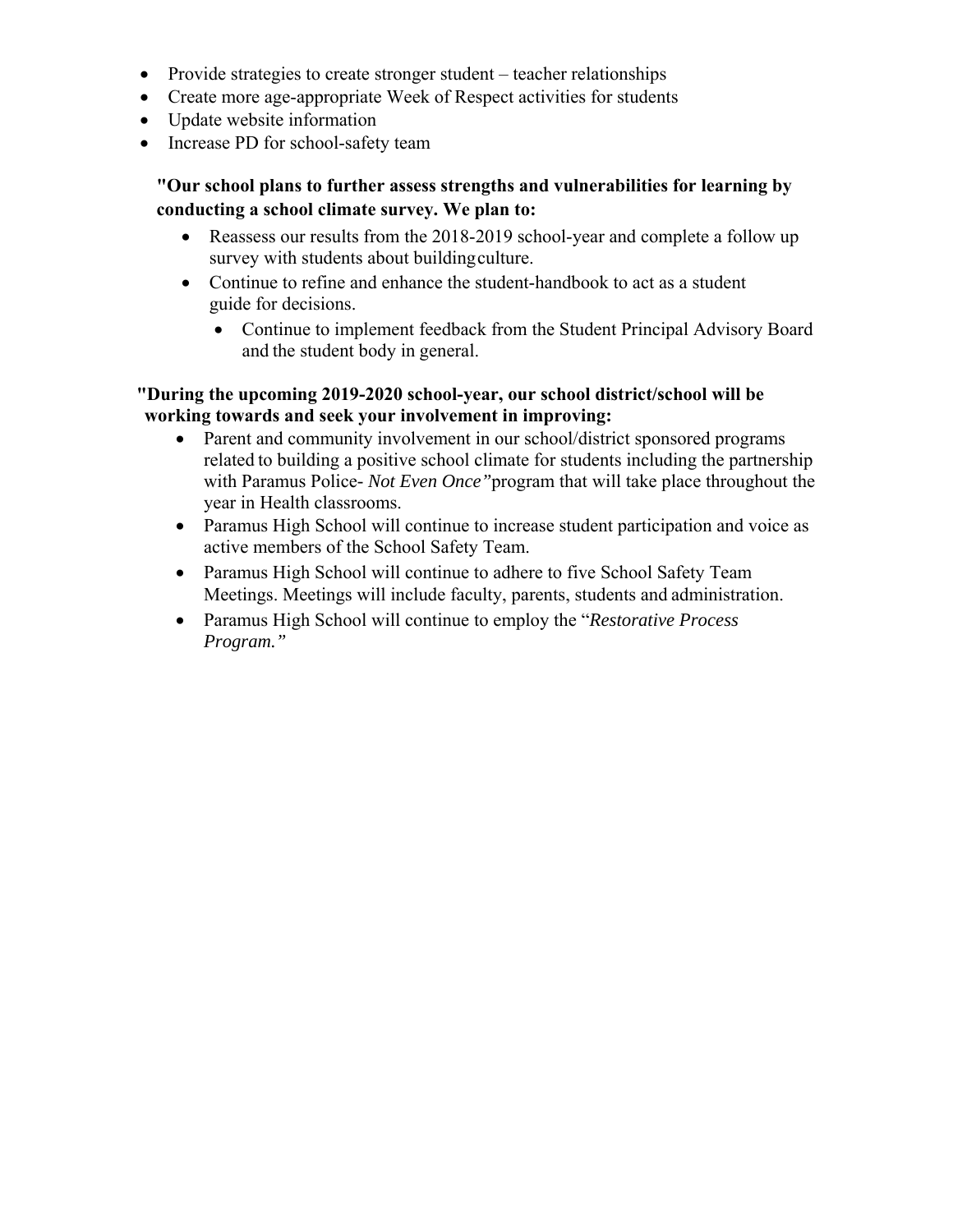- Provide strategies to create stronger student – teacher relationships
- Create more age-appropriate Week of Respect activities for students
- Update website information
- Increase PD for school-safety team

**"Our school plans to further assess strengths and vulnerabilities for learning by conducting a school climate survey. We plan to:**

- Reassess our results from the 2018-2019 school-year and complete a follow up survey with students about building culture.
- Continue to refine and enhance the student-handbook to act as a student guide for decisions.
  - Continue to implement feedback from the Student Principal Advisory Board and the student body in general.

**"During the upcoming 2019-2020 school-year, our school district/school will be working towards and seek your involvement in improving:**

- Parent and community involvement in our school/district sponsored programs related to building a positive school climate for students including the partnership with Paramus Police- *Not Even Once"* program that will take place throughout the year in Health classrooms.
- Paramus High School will continue to increase student participation and voice as active members of the School Safety Team.
- Paramus High School will continue to adhere to five School Safety Team Meetings. Meetings will include faculty, parents, students and administration.
- Paramus High School will continue to employ the "*Restorative Process Program."*